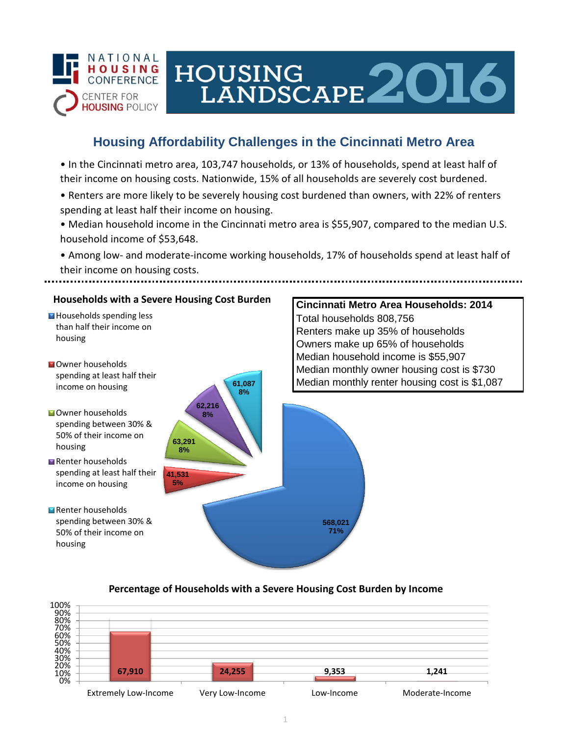NATIONAL HOUSING CONFERENCE

CENTER FOR HOUSING POLICY

# HOUSING LANDSCAPE 2016

## Housing Affordability Challenges in the Cincinnati Metro Area

- In the Cincinnati metro area, 103,747 households, or 13% of households, spend at least half of their income on housing costs. Nationwide, 15% of all households are severely cost burdened.
- Renters are more likely to be severely housing cost burdened than owners, with 22% of renters spending at least half their income on housing.
- Median household income in the Cincinnati metro area is $55,907, compared to the median U.S. household income of $53,648.
- Among low- and moderate-income working households, 17% of households spend at least half of their income on housing costs.

### Households with a Severe Housing Cost Burden

| Category | Households | Percent |
|---|---|---|
| Households spending less than half their income on housing | 568,021 | 71% |
| Owner households spending at least half their income on housing | 41,531 | 5% |
| Owner households spending between 30% & 50% of their income on housing | 63,291 | 8% |
| Renter households spending at least half their income on housing | 62,216 | 8% |
| Renter households spending between 30% & 50% of their income on housing | 61,087 | 8% |

### Cincinnati Metro Area Households: 2014

Total households 808,756
Renters make up 35% of households
Owners make up 65% of households
Median household income is $55,907
Median monthly owner housing cost is $730
Median monthly renter housing cost is $1,087

### Percentage of Households with a Severe Housing Cost Burden by Income

| Income Level | Households |
|---|---|
| Extremely Low-Income | 67,910 |
| Very Low-Income | 24,255 |
| Low-Income | 9,353 |
| Moderate-Income | 1,241 |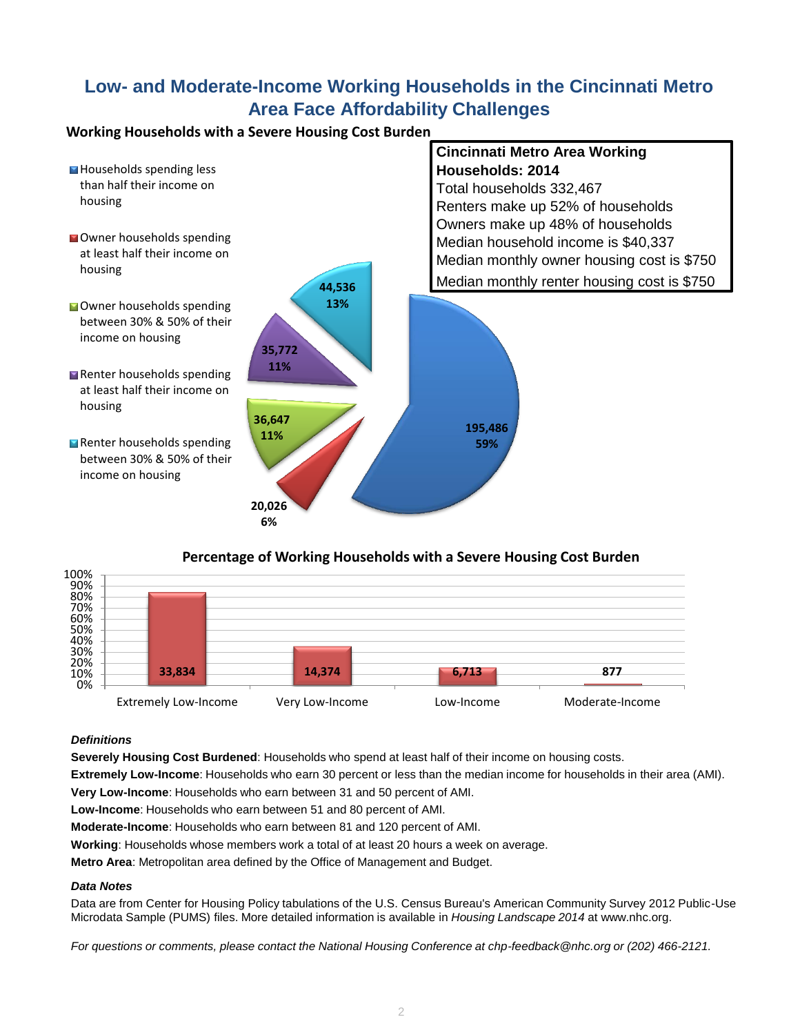# Low- and Moderate-Income Working Households in the Cincinnati Metro Area Face Affordability Challenges

## Working Households with a Severe Housing Cost Burden

Households spending less than half their income on housing

Owner households spending at least half their income on housing

Owner households spending between 30% & 50% of their income on housing

Renter households spending at least half their income on housing

Renter households spending between 30% & 50% of their income on housing

44,536
13%

35,772
11%

36,647
11%

20,026
6%

195,486
59%

**Cincinnati Metro Area Working Households: 2014**
Total households 332,467
Renters make up 52% of households
Owners make up 48% of households
Median household income is $40,337
Median monthly owner housing cost is $750
Median monthly renter housing cost is $750

## Percentage of Working Households with a Severe Housing Cost Burden

100%
90%
80%
70%
60%
50%
40%
30%
20%
10%
0%

33,834
14,374
6,713
877

Extremely Low-Income
Very Low-Income
Low-Income
Moderate-Income

***Definitions***

**Severely Housing Cost Burdened**: Households who spend at least half of their income on housing costs.

**Extremely Low-Income**: Households who earn 30 percent or less than the median income for households in their area (AMI).

**Very Low-Income**: Households who earn between 31 and 50 percent of AMI.

**Low-Income**: Households who earn between 51 and 80 percent of AMI.

**Moderate-Income**: Households who earn between 81 and 120 percent of AMI.

**Working**: Households whose members work a total of at least 20 hours a week on average.

**Metro Area**: Metropolitan area defined by the Office of Management and Budget.

***Data Notes***

Data are from Center for Housing Policy tabulations of the U.S. Census Bureau's American Community Survey 2012 Public-Use Microdata Sample (PUMS) files. More detailed information is available in *Housing Landscape 2014* at www.nhc.org.

*For questions or comments, please contact the National Housing Conference at chp-feedback@nhc.org or (202) 466-2121.*